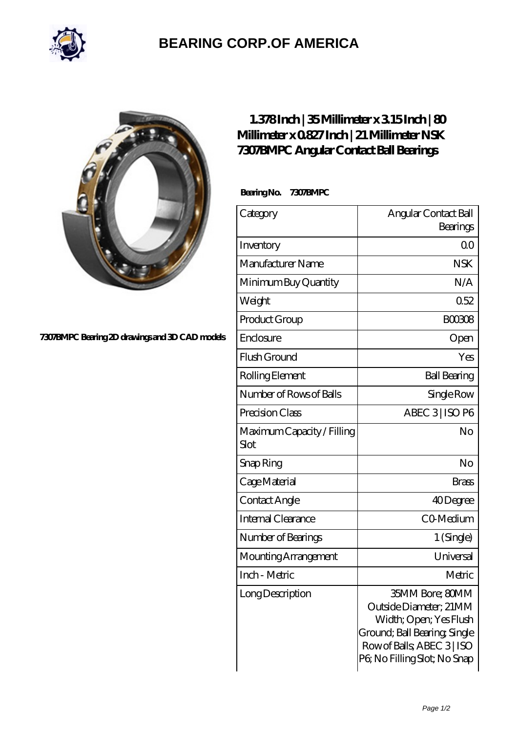# BEARING CORP.OF AMERICA

## 1.378 Inch | 35 Millimeter x 3.15 Inch | 80 Millimeter x 0.827 Inch | 21 Millimeter NSK 7307BMPC Angular Contact Ball Bearings

7307BMPC Bearing 2D drawings and 3D CAD models

**Bearing No. 7307BMPC**

| Category | Angular Contact Ball Bearings |
|---|---|
| Inventory | 0.0 |
| Manufacturer Name | NSK |
| Minimum Buy Quantity | N/A |
| Weight | 0.52 |
| Product Group | B00308 |
| Enclosure | Open |
| Flush Ground | Yes |
| Rolling Element | Ball Bearing |
| Number of Rows of Balls | Single Row |
| Precision Class | ABEC 3 \| ISO P6 |
| Maximum Capacity / Filling Slot | No |
| Snap Ring | No |
| Cage Material | Brass |
| Contact Angle | 40 Degree |
| Internal Clearance | C0-Medium |
| Number of Bearings | 1 (Single) |
| Mounting Arrangement | Universal |
| Inch - Metric | Metric |
| Long Description | 35MM Bore; 80MM Outside Diameter; 21MM Width; Open; Yes Flush Ground; Ball Bearing; Single Row of Balls; ABEC 3 \| ISO P6; No Filling Slot; No Snap |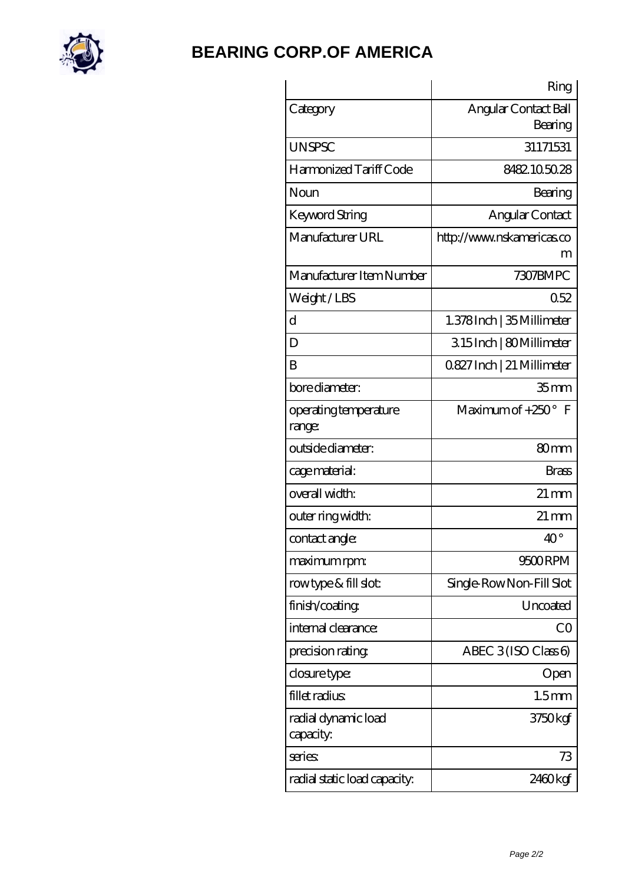# BEARING CORP.OF AMERICA

| | |
|---|---|
| | Ring |
| Category | Angular Contact Ball Bearing |
| UNSPSC | 31171531 |
| Harmonized Tariff Code | 8482.10.50.28 |
| Noun | Bearing |
| Keyword String | Angular Contact |
| Manufacturer URL | http://www.nskamericas.com |
| Manufacturer Item Number | 7307BMPC |
| Weight / LBS | 0.52 |
| d | 1.378 Inch \| 35 Millimeter |
| D | 3.15 Inch \| 80 Millimeter |
| B | 0.827 Inch \| 21 Millimeter |
| bore diameter: | 35 mm |
| operating temperature range: | Maximum of +250° F |
| outside diameter: | 80 mm |
| cage material: | Brass |
| overall width: | 21 mm |
| outer ring width: | 21 mm |
| contact angle: | 40° |
| maximum rpm: | 9500 RPM |
| row type & fill slot: | Single-Row Non-Fill Slot |
| finish/coating: | Uncoated |
| internal clearance: | C0 |
| precision rating: | ABEC 3 (ISO Class 6) |
| closure type: | Open |
| fillet radius: | 1.5 mm |
| radial dynamic load capacity: | 3750 kgf |
| series: | 73 |
| radial static load capacity: | 2460 kgf |